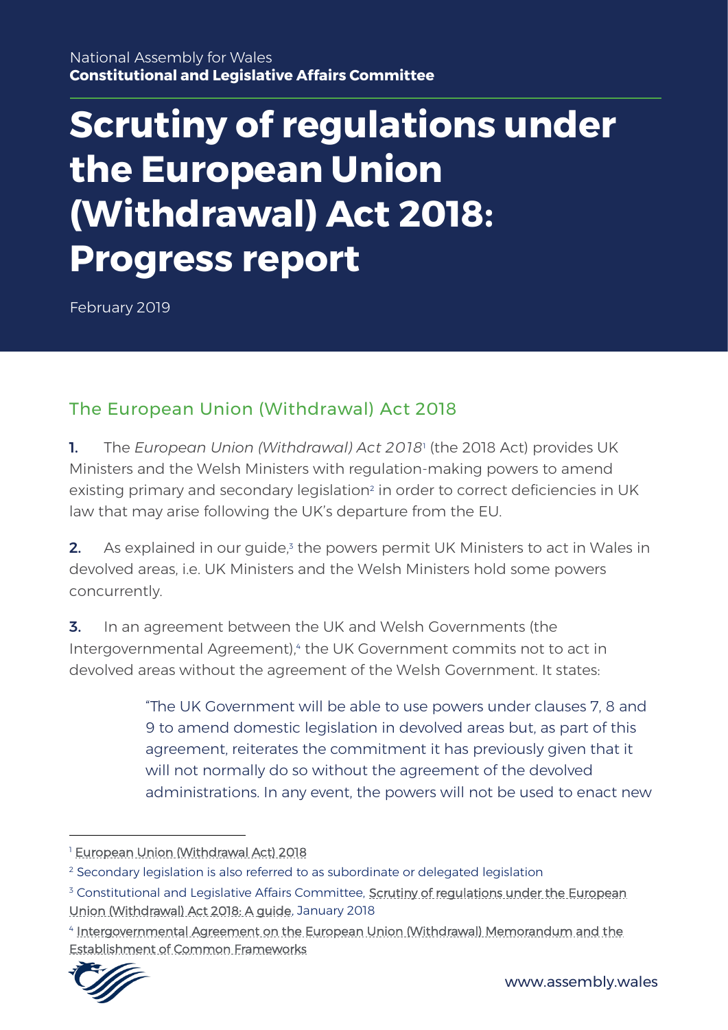National Assembly for Wales
**Constitutional and Legislative Affairs Committee**

# Scrutiny of regulations under the European Union (Withdrawal) Act 2018: Progress report

February 2019

## The European Union (Withdrawal) Act 2018

**1.** The *European Union (Withdrawal) Act 2018*[1] (the 2018 Act) provides UK Ministers and the Welsh Ministers with regulation-making powers to amend existing primary and secondary legislation[2] in order to correct deficiencies in UK law that may arise following the UK's departure from the EU.

**2.** As explained in our guide,[3] the powers permit UK Ministers to act in Wales in devolved areas, i.e. UK Ministers and the Welsh Ministers hold some powers concurrently.

**3.** In an agreement between the UK and Welsh Governments (the Intergovernmental Agreement),[4] the UK Government commits not to act in devolved areas without the agreement of the Welsh Government. It states:

> "The UK Government will be able to use powers under clauses 7, 8 and 9 to amend domestic legislation in devolved areas but, as part of this agreement, reiterates the commitment it has previously given that it will not normally do so without the agreement of the devolved administrations. In any event, the powers will not be used to enact new

[1] European Union (Withdrawal Act) 2018

[2] Secondary legislation is also referred to as subordinate or delegated legislation

[3] Constitutional and Legislative Affairs Committee, Scrutiny of regulations under the European Union (Withdrawal) Act 2018: A guide, January 2018

[4] Intergovernmental Agreement on the European Union (Withdrawal) Memorandum and the Establishment of Common Frameworks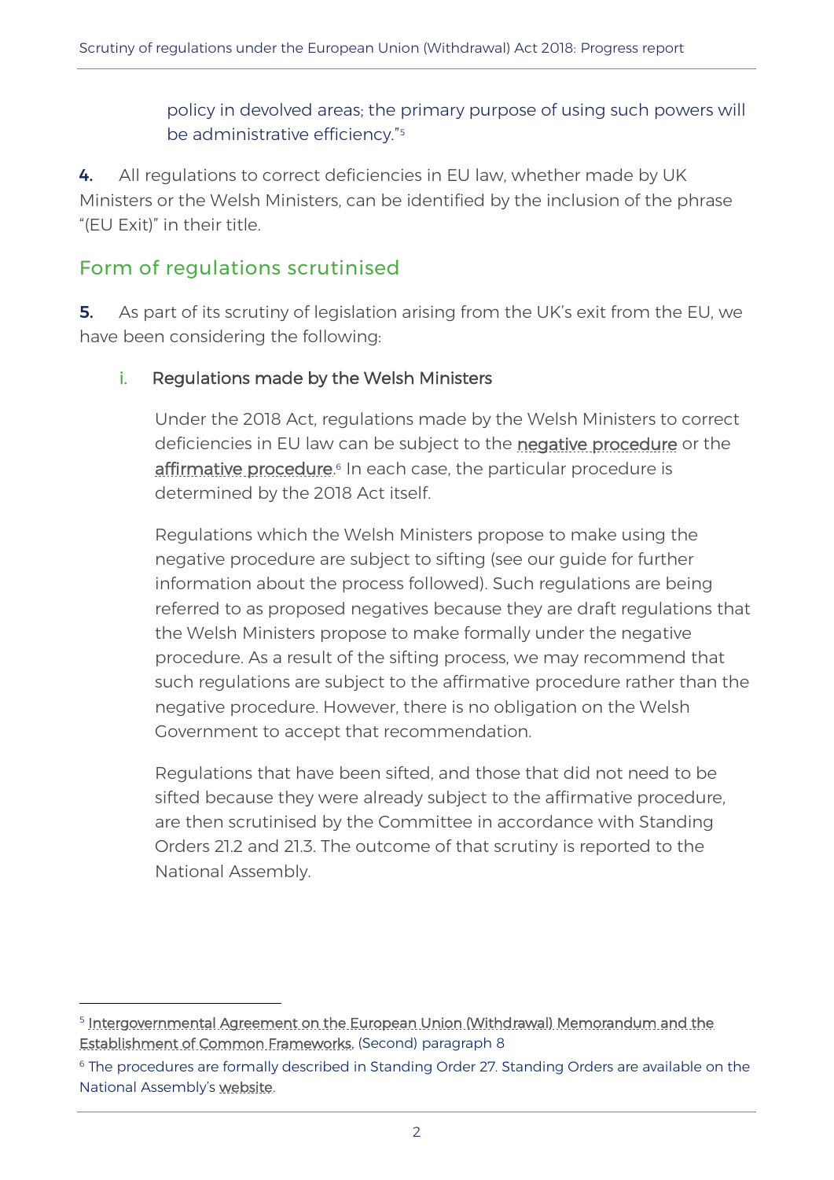policy in devolved areas; the primary purpose of using such powers will be administrative efficiency."[5]

**4.** All regulations to correct deficiencies in EU law, whether made by UK Ministers or the Welsh Ministers, can be identified by the inclusion of the phrase "(EU Exit)" in their title.

## Form of regulations scrutinised

**5.** As part of its scrutiny of legislation arising from the UK's exit from the EU, we have been considering the following:

### i. Regulations made by the Welsh Ministers

Under the 2018 Act, regulations made by the Welsh Ministers to correct deficiencies in EU law can be subject to the negative procedure or the affirmative procedure.[6] In each case, the particular procedure is determined by the 2018 Act itself.

Regulations which the Welsh Ministers propose to make using the negative procedure are subject to sifting (see our guide for further information about the process followed). Such regulations are being referred to as proposed negatives because they are draft regulations that the Welsh Ministers propose to make formally under the negative procedure. As a result of the sifting process, we may recommend that such regulations are subject to the affirmative procedure rather than the negative procedure. However, there is no obligation on the Welsh Government to accept that recommendation.

Regulations that have been sifted, and those that did not need to be sifted because they were already subject to the affirmative procedure, are then scrutinised by the Committee in accordance with Standing Orders 21.2 and 21.3. The outcome of that scrutiny is reported to the National Assembly.

---

[5] Intergovernmental Agreement on the European Union (Withdrawal) Memorandum and the Establishment of Common Frameworks, (Second) paragraph 8

[6] The procedures are formally described in Standing Order 27. Standing Orders are available on the National Assembly's website.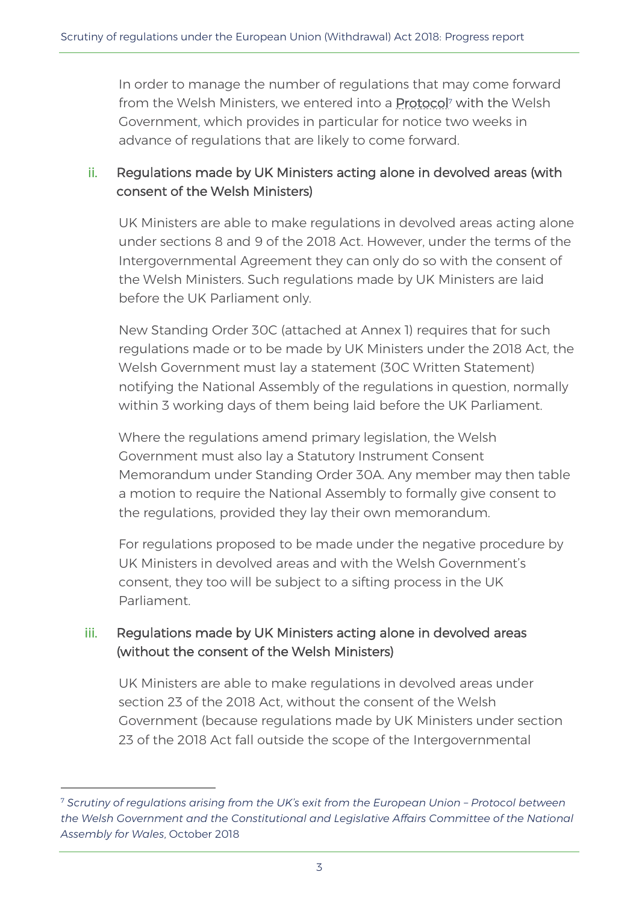In order to manage the number of regulations that may come forward from the Welsh Ministers, we entered into a Protocol[7] with the Welsh Government, which provides in particular for notice two weeks in advance of regulations that are likely to come forward.

### ii. Regulations made by UK Ministers acting alone in devolved areas (with consent of the Welsh Ministers)

UK Ministers are able to make regulations in devolved areas acting alone under sections 8 and 9 of the 2018 Act. However, under the terms of the Intergovernmental Agreement they can only do so with the consent of the Welsh Ministers. Such regulations made by UK Ministers are laid before the UK Parliament only.

New Standing Order 30C (attached at Annex 1) requires that for such regulations made or to be made by UK Ministers under the 2018 Act, the Welsh Government must lay a statement (30C Written Statement) notifying the National Assembly of the regulations in question, normally within 3 working days of them being laid before the UK Parliament.

Where the regulations amend primary legislation, the Welsh Government must also lay a Statutory Instrument Consent Memorandum under Standing Order 30A. Any member may then table a motion to require the National Assembly to formally give consent to the regulations, provided they lay their own memorandum.

For regulations proposed to be made under the negative procedure by UK Ministers in devolved areas and with the Welsh Government's consent, they too will be subject to a sifting process in the UK Parliament.

### iii. Regulations made by UK Ministers acting alone in devolved areas (without the consent of the Welsh Ministers)

UK Ministers are able to make regulations in devolved areas under section 23 of the 2018 Act, without the consent of the Welsh Government (because regulations made by UK Ministers under section 23 of the 2018 Act fall outside the scope of the Intergovernmental

---

[7] *Scrutiny of regulations arising from the UK's exit from the European Union – Protocol between the Welsh Government and the Constitutional and Legislative Affairs Committee of the National Assembly for Wales*, October 2018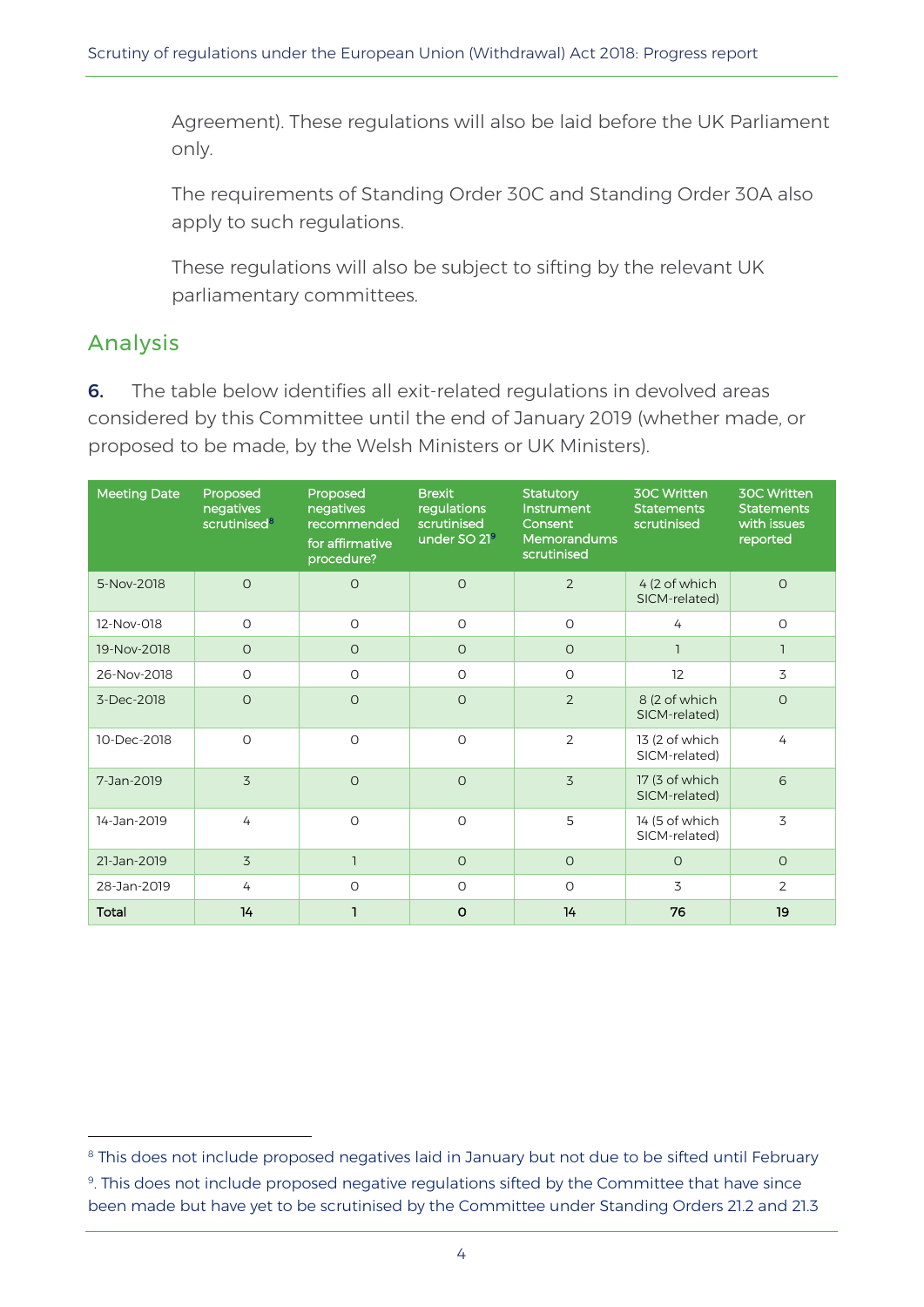Agreement). These regulations will also be laid before the UK Parliament only.

The requirements of Standing Order 30C and Standing Order 30A also apply to such regulations.

These regulations will also be subject to sifting by the relevant UK parliamentary committees.

## Analysis

**6.** The table below identifies all exit-related regulations in devolved areas considered by this Committee until the end of January 2019 (whether made, or proposed to be made, by the Welsh Ministers or UK Ministers).

| Meeting Date | Proposed negatives scrutinised[8] | Proposed negatives recommended for affirmative procedure? | Brexit regulations scrutinised under SO 21[9] | Statutory Instrument Consent Memorandums scrutinised | 30C Written Statements scrutinised | 30C Written Statements with issues reported |
|---|---|---|---|---|---|---|
| 5-Nov-2018 | 0 | 0 | 0 | 2 | 4 (2 of which SICM-related) | 0 |
| 12-Nov-018 | 0 | 0 | 0 | 0 | 4 | 0 |
| 19-Nov-2018 | 0 | 0 | 0 | 0 | 1 | 1 |
| 26-Nov-2018 | 0 | 0 | 0 | 0 | 12 | 3 |
| 3-Dec-2018 | 0 | 0 | 0 | 2 | 8 (2 of which SICM-related) | 0 |
| 10-Dec-2018 | 0 | 0 | 0 | 2 | 13 (2 of which SICM-related) | 4 |
| 7-Jan-2019 | 3 | 0 | 0 | 3 | 17 (3 of which SICM-related) | 6 |
| 14-Jan-2019 | 4 | 0 | 0 | 5 | 14 (5 of which SICM-related) | 3 |
| 21-Jan-2019 | 3 | 1 | 0 | 0 | 0 | 0 |
| 28-Jan-2019 | 4 | 0 | 0 | 0 | 3 | 2 |
| **Total** | **14** | **1** | **0** | **14** | **76** | **19** |

[8] This does not include proposed negatives laid in January but not due to be sifted until February

[9]. This does not include proposed negative regulations sifted by the Committee that have since been made but have yet to be scrutinised by the Committee under Standing Orders 21.2 and 21.3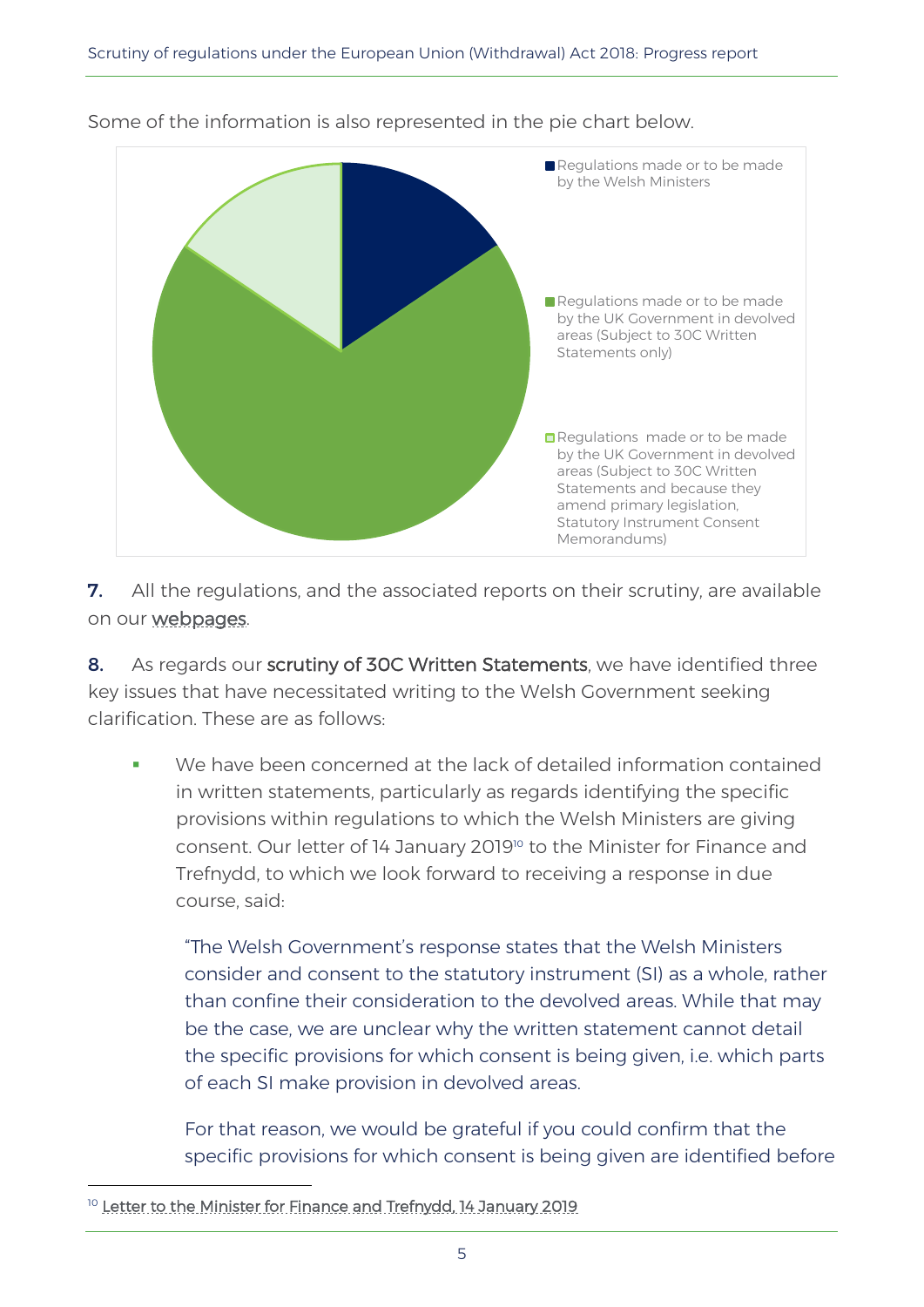Some of the information is also represented in the pie chart below.

Regulations made or to be made by the Welsh Ministers

Regulations made or to be made by the UK Government in devolved areas (Subject to 30C Written Statements only)

Regulations made or to be made by the UK Government in devolved areas (Subject to 30C Written Statements and because they amend primary legislation, Statutory Instrument Consent Memorandums)

**7.** All the regulations, and the associated reports on their scrutiny, are available on our webpages.

**8.** As regards our **scrutiny of 30C Written Statements**, we have identified three key issues that have necessitated writing to the Welsh Government seeking clarification. These are as follows:

- We have been concerned at the lack of detailed information contained in written statements, particularly as regards identifying the specific provisions within regulations to which the Welsh Ministers are giving consent. Our letter of 14 January 2019[10] to the Minister for Finance and Trefnydd, to which we look forward to receiving a response in due course, said:

  "The Welsh Government's response states that the Welsh Ministers consider and consent to the statutory instrument (SI) as a whole, rather than confine their consideration to the devolved areas. While that may be the case, we are unclear why the written statement cannot detail the specific provisions for which consent is being given, i.e. which parts of each SI make provision in devolved areas.

  For that reason, we would be grateful if you could confirm that the specific provisions for which consent is being given are identified before

[10] Letter to the Minister for Finance and Trefnydd, 14 January 2019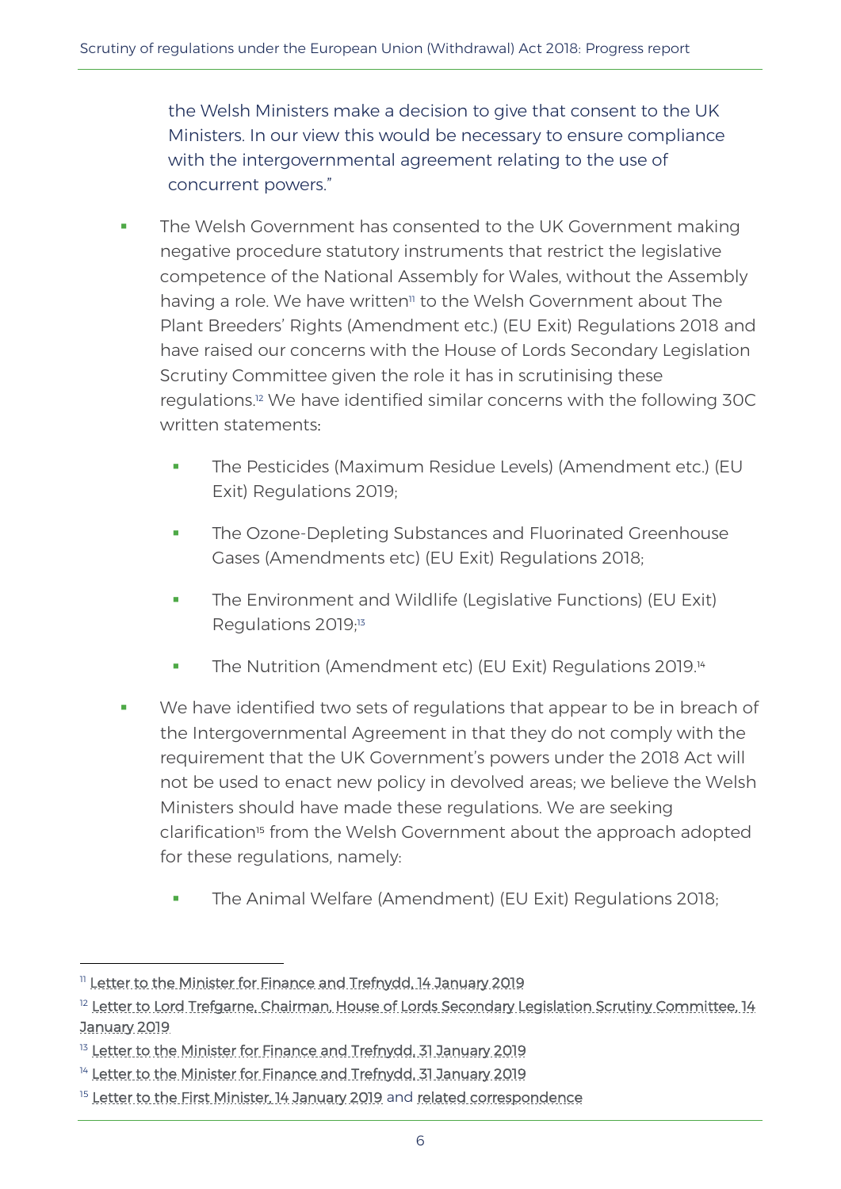the Welsh Ministers make a decision to give that consent to the UK Ministers. In our view this would be necessary to ensure compliance with the intergovernmental agreement relating to the use of concurrent powers."

- The Welsh Government has consented to the UK Government making negative procedure statutory instruments that restrict the legislative competence of the National Assembly for Wales, without the Assembly having a role. We have written[11] to the Welsh Government about The Plant Breeders' Rights (Amendment etc.) (EU Exit) Regulations 2018 and have raised our concerns with the House of Lords Secondary Legislation Scrutiny Committee given the role it has in scrutinising these regulations.[12] We have identified similar concerns with the following 30C written statements:
  - The Pesticides (Maximum Residue Levels) (Amendment etc.) (EU Exit) Regulations 2019;
  - The Ozone-Depleting Substances and Fluorinated Greenhouse Gases (Amendments etc) (EU Exit) Regulations 2018;
  - The Environment and Wildlife (Legislative Functions) (EU Exit) Regulations 2019;[13]
  - The Nutrition (Amendment etc) (EU Exit) Regulations 2019.[14]
- We have identified two sets of regulations that appear to be in breach of the Intergovernmental Agreement in that they do not comply with the requirement that the UK Government's powers under the 2018 Act will not be used to enact new policy in devolved areas; we believe the Welsh Ministers should have made these regulations. We are seeking clarification[15] from the Welsh Government about the approach adopted for these regulations, namely:
  - The Animal Welfare (Amendment) (EU Exit) Regulations 2018;

---

[11] Letter to the Minister for Finance and Trefnydd, 14 January 2019

[12] Letter to Lord Trefgarne, Chairman, House of Lords Secondary Legislation Scrutiny Committee, 14 January 2019

[13] Letter to the Minister for Finance and Trefnydd, 31 January 2019

[14] Letter to the Minister for Finance and Trefnydd, 31 January 2019

[15] Letter to the First Minister, 14 January 2019 and related correspondence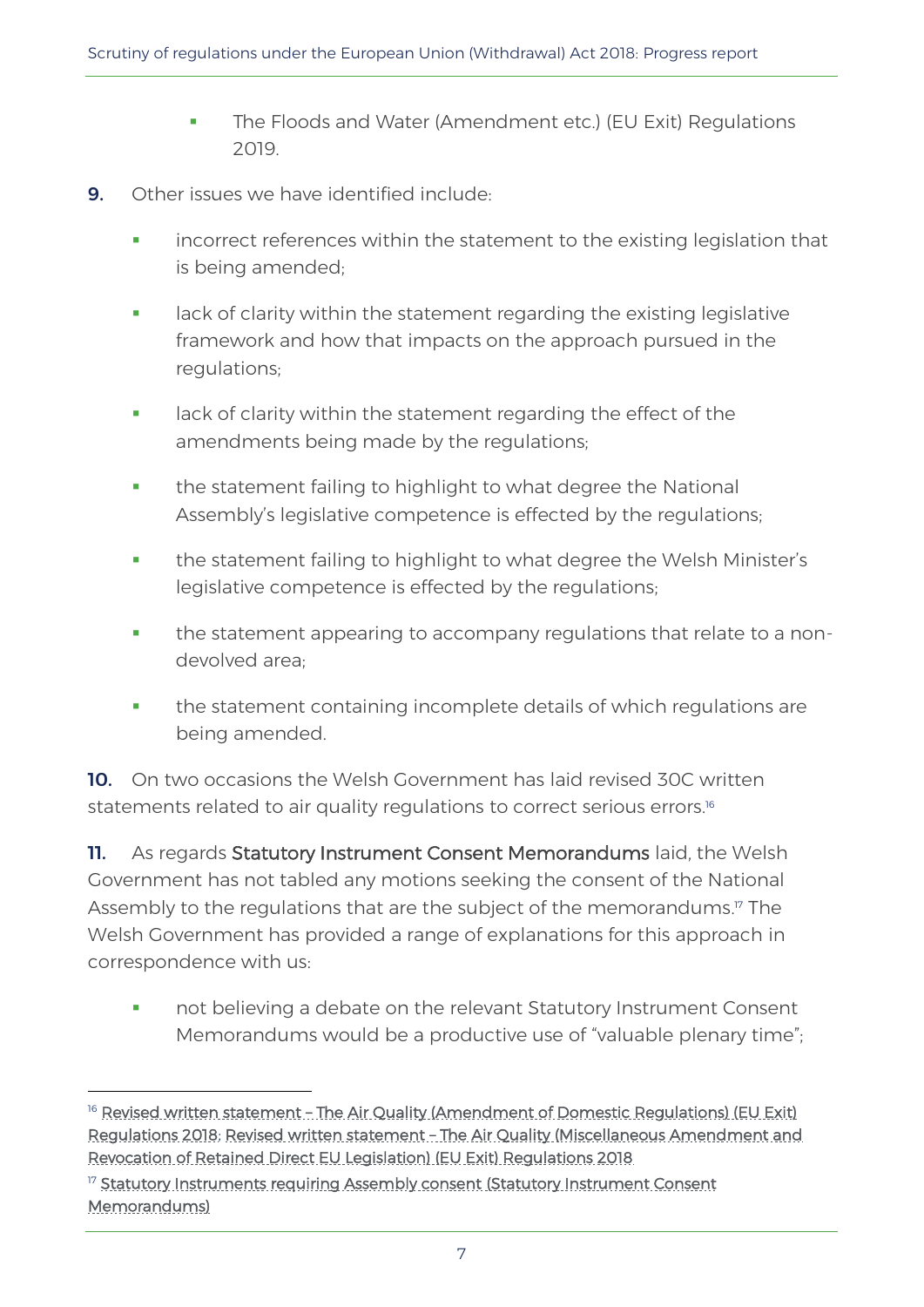- The Floods and Water (Amendment etc.) (EU Exit) Regulations 2019.

**9.** Other issues we have identified include:

- incorrect references within the statement to the existing legislation that is being amended;
- lack of clarity within the statement regarding the existing legislative framework and how that impacts on the approach pursued in the regulations;
- lack of clarity within the statement regarding the effect of the amendments being made by the regulations;
- the statement failing to highlight to what degree the National Assembly's legislative competence is effected by the regulations;
- the statement failing to highlight to what degree the Welsh Minister's legislative competence is effected by the regulations;
- the statement appearing to accompany regulations that relate to a non-devolved area;
- the statement containing incomplete details of which regulations are being amended.

**10.** On two occasions the Welsh Government has laid revised 30C written statements related to air quality regulations to correct serious errors.[16]

**11.** As regards **Statutory Instrument Consent Memorandums** laid, the Welsh Government has not tabled any motions seeking the consent of the National Assembly to the regulations that are the subject of the memorandums.[17] The Welsh Government has provided a range of explanations for this approach in correspondence with us:

- not believing a debate on the relevant Statutory Instrument Consent Memorandums would be a productive use of "valuable plenary time";

---

[16] Revised written statement – The Air Quality (Amendment of Domestic Regulations) (EU Exit) Regulations 2018; Revised written statement – The Air Quality (Miscellaneous Amendment and Revocation of Retained Direct EU Legislation) (EU Exit) Regulations 2018

[17] Statutory Instruments requiring Assembly consent (Statutory Instrument Consent Memorandums)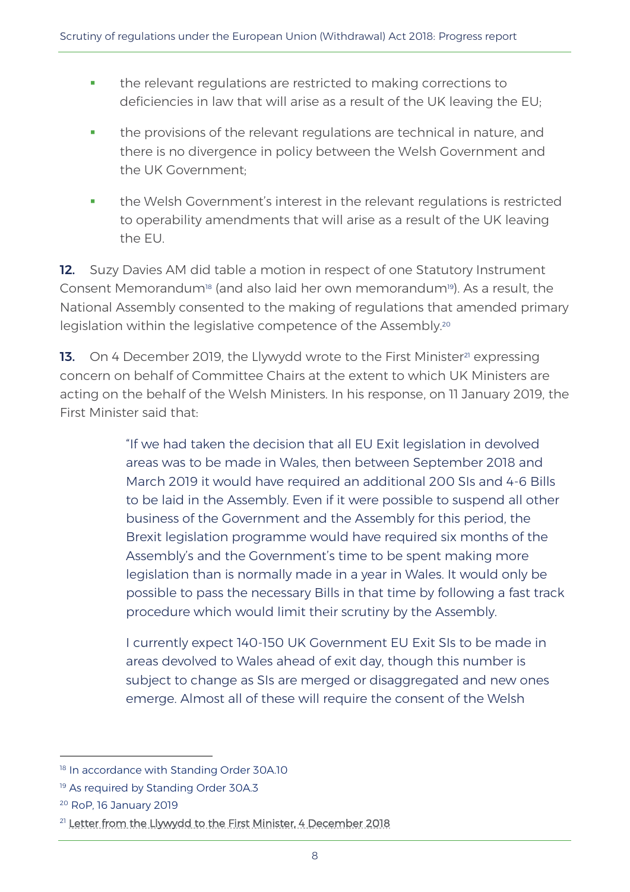- the relevant regulations are restricted to making corrections to deficiencies in law that will arise as a result of the UK leaving the EU;
- the provisions of the relevant regulations are technical in nature, and there is no divergence in policy between the Welsh Government and the UK Government;
- the Welsh Government's interest in the relevant regulations is restricted to operability amendments that will arise as a result of the UK leaving the EU.

**12.** Suzy Davies AM did table a motion in respect of one Statutory Instrument Consent Memorandum[18] (and also laid her own memorandum[19]). As a result, the National Assembly consented to the making of regulations that amended primary legislation within the legislative competence of the Assembly.[20]

**13.** On 4 December 2019, the Llywydd wrote to the First Minister[21] expressing concern on behalf of Committee Chairs at the extent to which UK Ministers are acting on the behalf of the Welsh Ministers. In his response, on 11 January 2019, the First Minister said that:

> "If we had taken the decision that all EU Exit legislation in devolved areas was to be made in Wales, then between September 2018 and March 2019 it would have required an additional 200 SIs and 4-6 Bills to be laid in the Assembly. Even if it were possible to suspend all other business of the Government and the Assembly for this period, the Brexit legislation programme would have required six months of the Assembly's and the Government's time to be spent making more legislation than is normally made in a year in Wales. It would only be possible to pass the necessary Bills in that time by following a fast track procedure which would limit their scrutiny by the Assembly.
>
> I currently expect 140-150 UK Government EU Exit SIs to be made in areas devolved to Wales ahead of exit day, though this number is subject to change as SIs are merged or disaggregated and new ones emerge. Almost all of these will require the consent of the Welsh

---

[18] In accordance with Standing Order 30A.10

[19] As required by Standing Order 30A.3

[20] RoP, 16 January 2019

[21] Letter from the Llywydd to the First Minister, 4 December 2018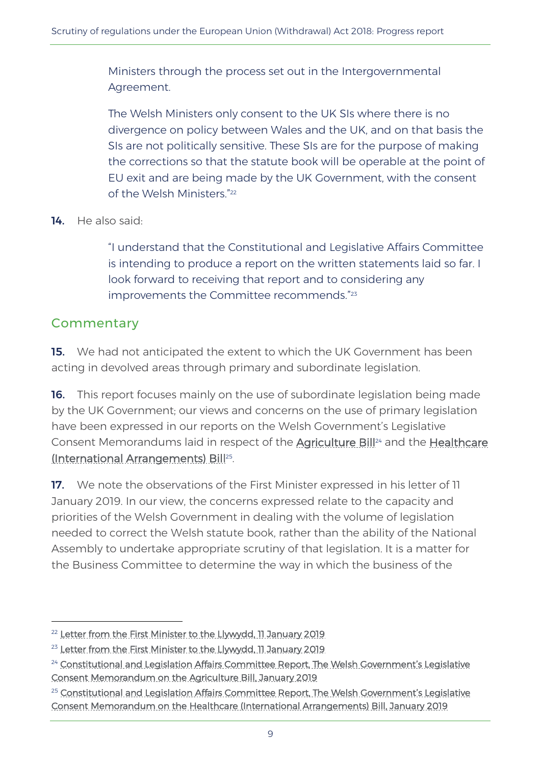> Ministers through the process set out in the Intergovernmental Agreement.
>
> The Welsh Ministers only consent to the UK SIs where there is no divergence on policy between Wales and the UK, and on that basis the SIs are not politically sensitive. These SIs are for the purpose of making the corrections so that the statute book will be operable at the point of EU exit and are being made by the UK Government, with the consent of the Welsh Ministers."[22]

**14.** He also said:

> "I understand that the Constitutional and Legislative Affairs Committee is intending to produce a report on the written statements laid so far. I look forward to receiving that report and to considering any improvements the Committee recommends."[23]

## Commentary

**15.** We had not anticipated the extent to which the UK Government has been acting in devolved areas through primary and subordinate legislation.

**16.** This report focuses mainly on the use of subordinate legislation being made by the UK Government; our views and concerns on the use of primary legislation have been expressed in our reports on the Welsh Government's Legislative Consent Memorandums laid in respect of the Agriculture Bill[24] and the Healthcare (International Arrangements) Bill[25].

**17.** We note the observations of the First Minister expressed in his letter of 11 January 2019. In our view, the concerns expressed relate to the capacity and priorities of the Welsh Government in dealing with the volume of legislation needed to correct the Welsh statute book, rather than the ability of the National Assembly to undertake appropriate scrutiny of that legislation. It is a matter for the Business Committee to determine the way in which the business of the

---

[22] Letter from the First Minister to the Llywydd, 11 January 2019

[23] Letter from the First Minister to the Llywydd, 11 January 2019

[24] Constitutional and Legislation Affairs Committee Report, The Welsh Government's Legislative Consent Memorandum on the Agriculture Bill, January 2019

[25] Constitutional and Legislation Affairs Committee Report, The Welsh Government's Legislative Consent Memorandum on the Healthcare (International Arrangements) Bill, January 2019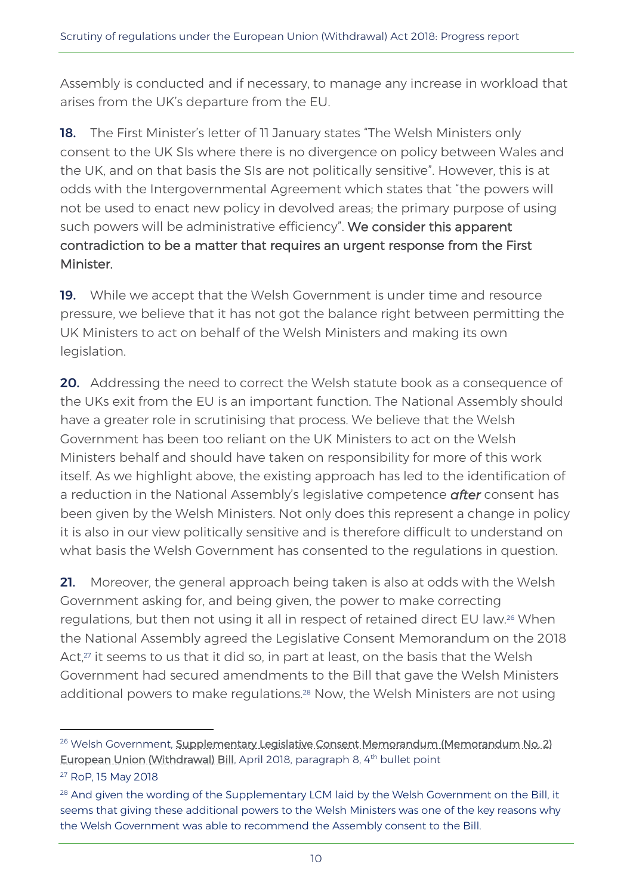Assembly is conducted and if necessary, to manage any increase in workload that arises from the UK's departure from the EU.

**18.** The First Minister's letter of 11 January states "The Welsh Ministers only consent to the UK SIs where there is no divergence on policy between Wales and the UK, and on that basis the SIs are not politically sensitive". However, this is at odds with the Intergovernmental Agreement which states that "the powers will not be used to enact new policy in devolved areas; the primary purpose of using such powers will be administrative efficiency". **We consider this apparent contradiction to be a matter that requires an urgent response from the First Minister.**

**19.** While we accept that the Welsh Government is under time and resource pressure, we believe that it has not got the balance right between permitting the UK Ministers to act on behalf of the Welsh Ministers and making its own legislation.

**20.** Addressing the need to correct the Welsh statute book as a consequence of the UKs exit from the EU is an important function. The National Assembly should have a greater role in scrutinising that process. We believe that the Welsh Government has been too reliant on the UK Ministers to act on the Welsh Ministers behalf and should have taken on responsibility for more of this work itself. As we highlight above, the existing approach has led to the identification of a reduction in the National Assembly's legislative competence ***after*** consent has been given by the Welsh Ministers. Not only does this represent a change in policy it is also in our view politically sensitive and is therefore difficult to understand on what basis the Welsh Government has consented to the regulations in question.

**21.** Moreover, the general approach being taken is also at odds with the Welsh Government asking for, and being given, the power to make correcting regulations, but then not using it all in respect of retained direct EU law.[26] When the National Assembly agreed the Legislative Consent Memorandum on the 2018 Act,[27] it seems to us that it did so, in part at least, on the basis that the Welsh Government had secured amendments to the Bill that gave the Welsh Ministers additional powers to make regulations.[28] Now, the Welsh Ministers are not using

---

[26] Welsh Government, Supplementary Legislative Consent Memorandum (Memorandum No. 2) European Union (Withdrawal) Bill, April 2018, paragraph 8, 4th bullet point

[27] RoP, 15 May 2018

[28] And given the wording of the Supplementary LCM laid by the Welsh Government on the Bill, it seems that giving these additional powers to the Welsh Ministers was one of the key reasons why the Welsh Government was able to recommend the Assembly consent to the Bill.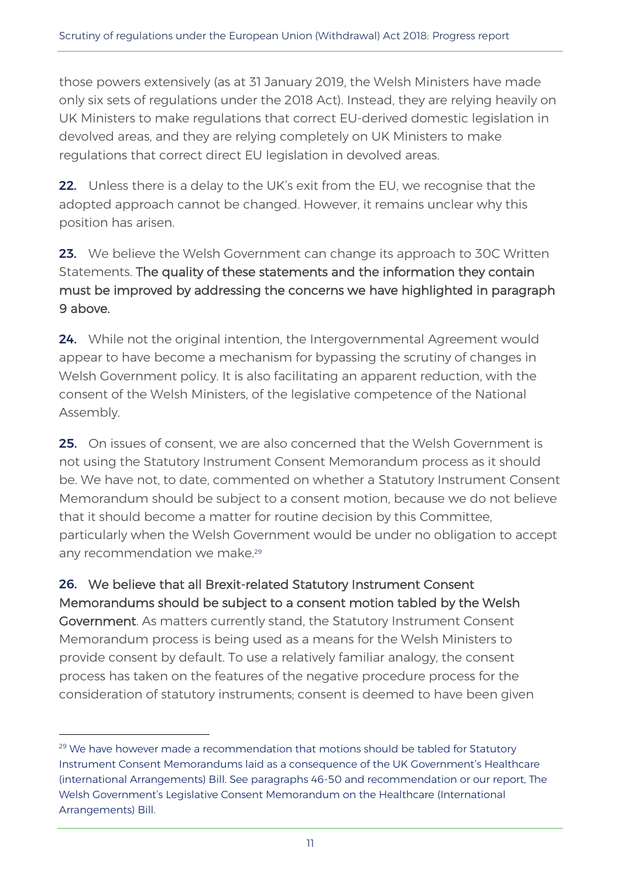those powers extensively (as at 31 January 2019, the Welsh Ministers have made only six sets of regulations under the 2018 Act). Instead, they are relying heavily on UK Ministers to make regulations that correct EU-derived domestic legislation in devolved areas, and they are relying completely on UK Ministers to make regulations that correct direct EU legislation in devolved areas.

**22.** Unless there is a delay to the UK's exit from the EU, we recognise that the adopted approach cannot be changed. However, it remains unclear why this position has arisen.

**23.** We believe the Welsh Government can change its approach to 30C Written Statements. **The quality of these statements and the information they contain must be improved by addressing the concerns we have highlighted in paragraph 9 above.**

**24.** While not the original intention, the Intergovernmental Agreement would appear to have become a mechanism for bypassing the scrutiny of changes in Welsh Government policy. It is also facilitating an apparent reduction, with the consent of the Welsh Ministers, of the legislative competence of the National Assembly.

**25.** On issues of consent, we are also concerned that the Welsh Government is not using the Statutory Instrument Consent Memorandum process as it should be. We have not, to date, commented on whether a Statutory Instrument Consent Memorandum should be subject to a consent motion, because we do not believe that it should become a matter for routine decision by this Committee, particularly when the Welsh Government would be under no obligation to accept any recommendation we make.[29]

**26. We believe that all Brexit-related Statutory Instrument Consent Memorandums should be subject to a consent motion tabled by the Welsh Government**. As matters currently stand, the Statutory Instrument Consent Memorandum process is being used as a means for the Welsh Ministers to provide consent by default. To use a relatively familiar analogy, the consent process has taken on the features of the negative procedure process for the consideration of statutory instruments; consent is deemed to have been given

[29] We have however made a recommendation that motions should be tabled for Statutory Instrument Consent Memorandums laid as a consequence of the UK Government's Healthcare (international Arrangements) Bill. See paragraphs 46-50 and recommendation or our report, The Welsh Government's Legislative Consent Memorandum on the Healthcare (International Arrangements) Bill.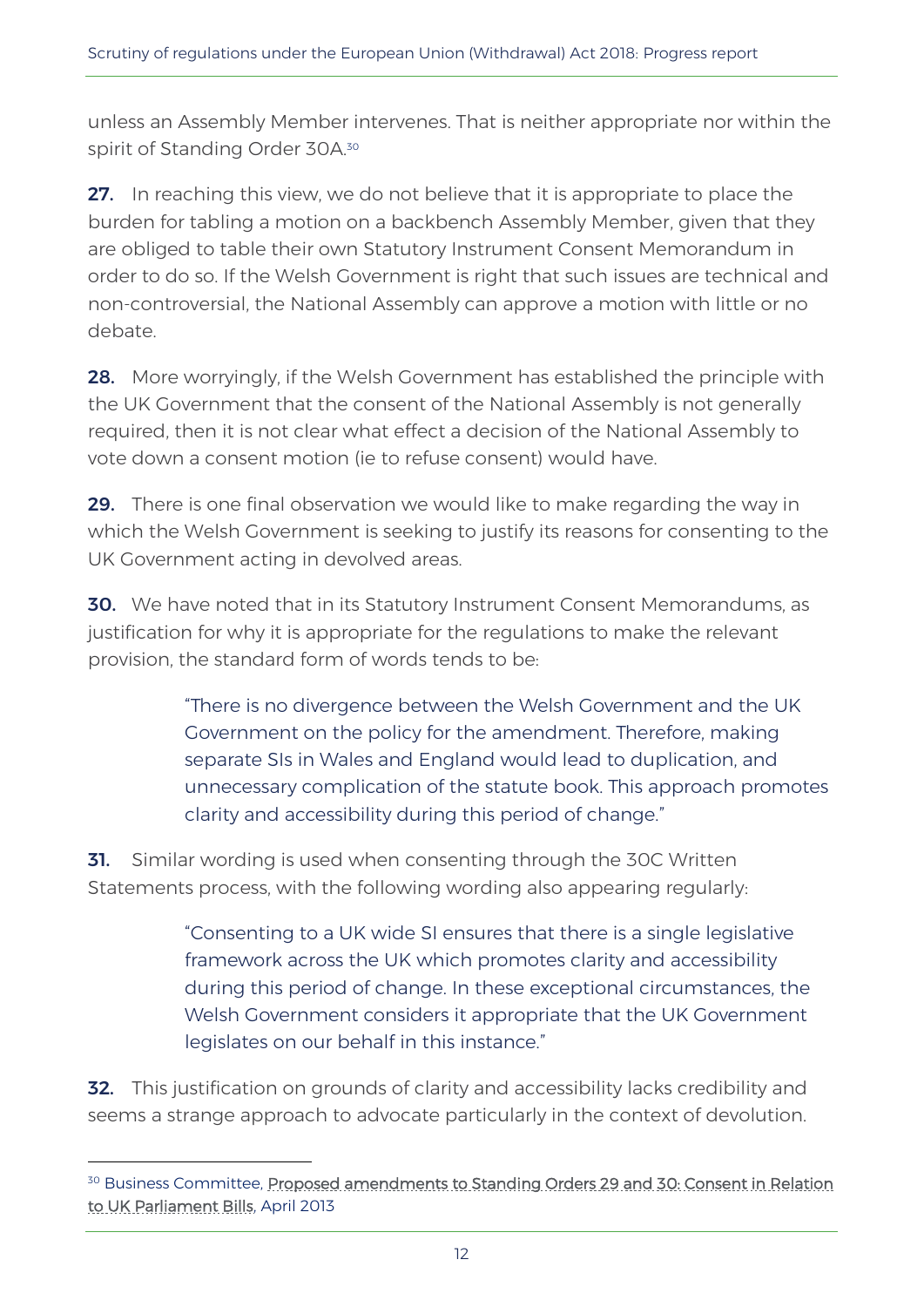unless an Assembly Member intervenes. That is neither appropriate nor within the spirit of Standing Order 30A.[30]

**27.** In reaching this view, we do not believe that it is appropriate to place the burden for tabling a motion on a backbench Assembly Member, given that they are obliged to table their own Statutory Instrument Consent Memorandum in order to do so. If the Welsh Government is right that such issues are technical and non-controversial, the National Assembly can approve a motion with little or no debate.

**28.** More worryingly, if the Welsh Government has established the principle with the UK Government that the consent of the National Assembly is not generally required, then it is not clear what effect a decision of the National Assembly to vote down a consent motion (ie to refuse consent) would have.

**29.** There is one final observation we would like to make regarding the way in which the Welsh Government is seeking to justify its reasons for consenting to the UK Government acting in devolved areas.

**30.** We have noted that in its Statutory Instrument Consent Memorandums, as justification for why it is appropriate for the regulations to make the relevant provision, the standard form of words tends to be:

> "There is no divergence between the Welsh Government and the UK Government on the policy for the amendment. Therefore, making separate SIs in Wales and England would lead to duplication, and unnecessary complication of the statute book. This approach promotes clarity and accessibility during this period of change."

**31.** Similar wording is used when consenting through the 30C Written Statements process, with the following wording also appearing regularly:

> "Consenting to a UK wide SI ensures that there is a single legislative framework across the UK which promotes clarity and accessibility during this period of change. In these exceptional circumstances, the Welsh Government considers it appropriate that the UK Government legislates on our behalf in this instance."

**32.** This justification on grounds of clarity and accessibility lacks credibility and seems a strange approach to advocate particularly in the context of devolution.

---

[30] Business Committee, Proposed amendments to Standing Orders 29 and 30: Consent in Relation to UK Parliament Bills, April 2013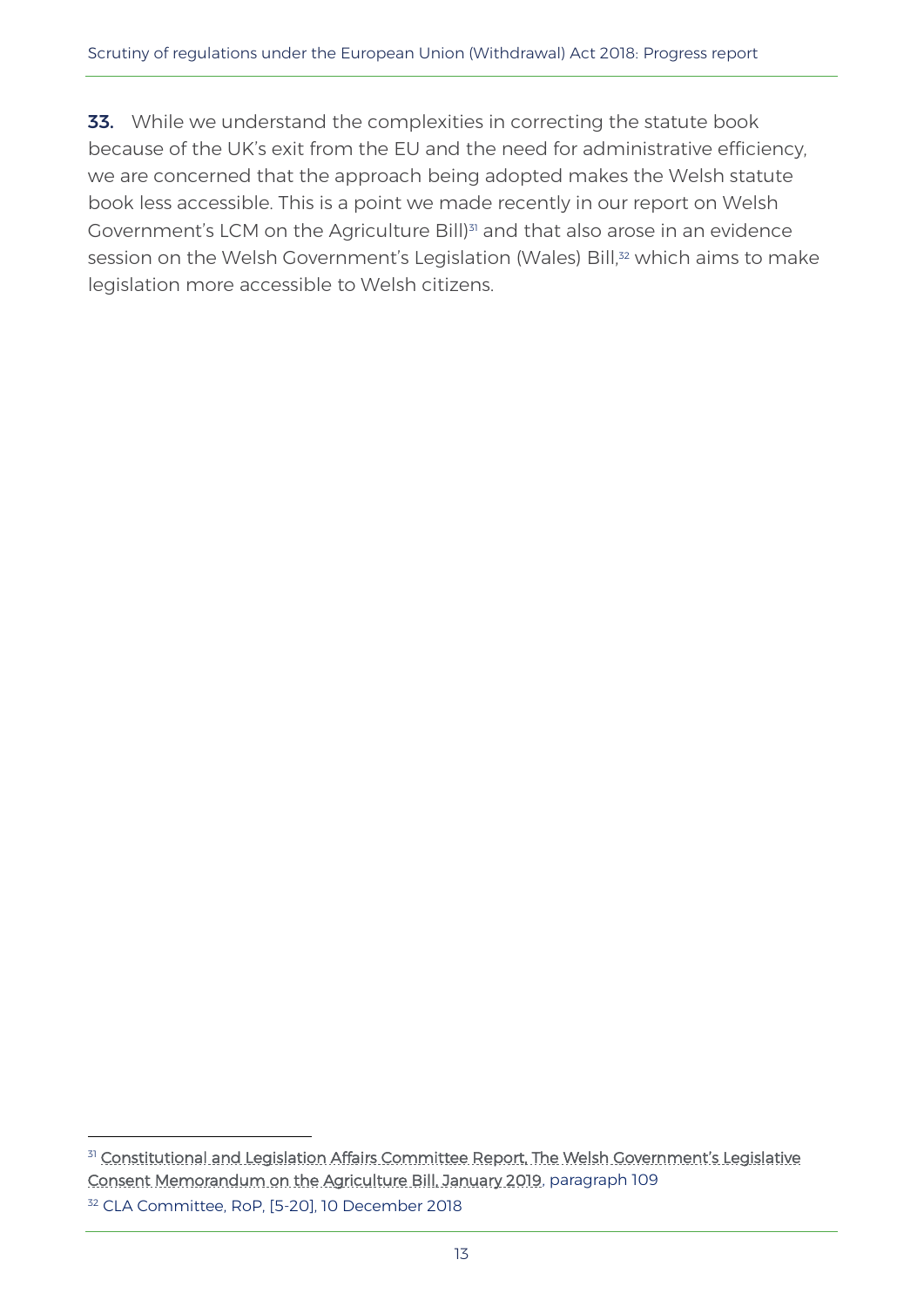**33.** While we understand the complexities in correcting the statute book because of the UK's exit from the EU and the need for administrative efficiency, we are concerned that the approach being adopted makes the Welsh statute book less accessible. This is a point we made recently in our report on Welsh Government's LCM on the Agriculture Bill)[31] and that also arose in an evidence session on the Welsh Government's Legislation (Wales) Bill,[32] which aims to make legislation more accessible to Welsh citizens.

---

[31] Constitutional and Legislation Affairs Committee Report, The Welsh Government's Legislative Consent Memorandum on the Agriculture Bill, January 2019, paragraph 109

[32] CLA Committee, RoP, [5-20], 10 December 2018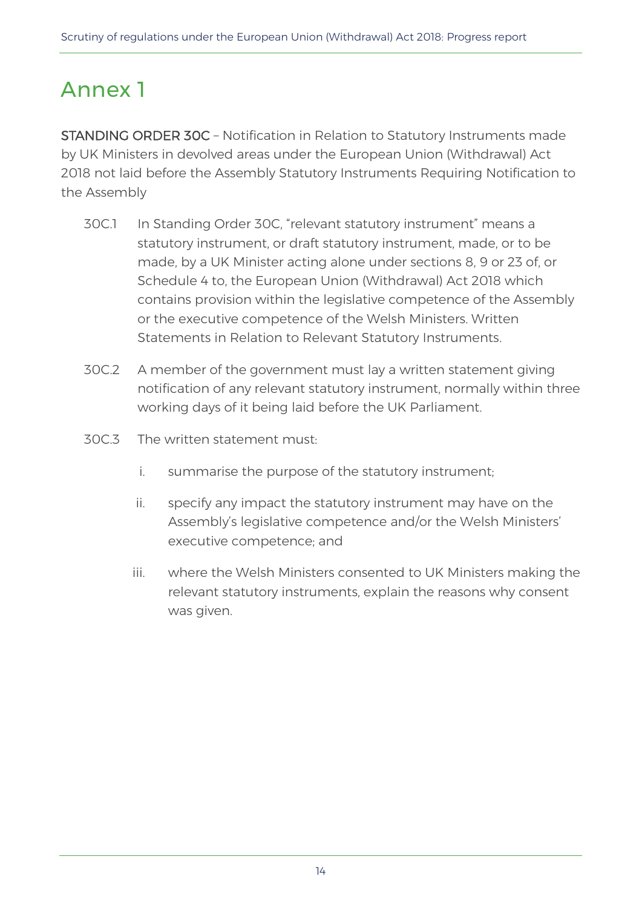# Annex 1

**STANDING ORDER 30C** – Notification in Relation to Statutory Instruments made by UK Ministers in devolved areas under the European Union (Withdrawal) Act 2018 not laid before the Assembly Statutory Instruments Requiring Notification to the Assembly

30C.1 In Standing Order 30C, "relevant statutory instrument" means a statutory instrument, or draft statutory instrument, made, or to be made, by a UK Minister acting alone under sections 8, 9 or 23 of, or Schedule 4 to, the European Union (Withdrawal) Act 2018 which contains provision within the legislative competence of the Assembly or the executive competence of the Welsh Ministers. Written Statements in Relation to Relevant Statutory Instruments.

30C.2 A member of the government must lay a written statement giving notification of any relevant statutory instrument, normally within three working days of it being laid before the UK Parliament.

30C.3 The written statement must:

i. summarise the purpose of the statutory instrument;

ii. specify any impact the statutory instrument may have on the Assembly's legislative competence and/or the Welsh Ministers' executive competence; and

iii. where the Welsh Ministers consented to UK Ministers making the relevant statutory instruments, explain the reasons why consent was given.